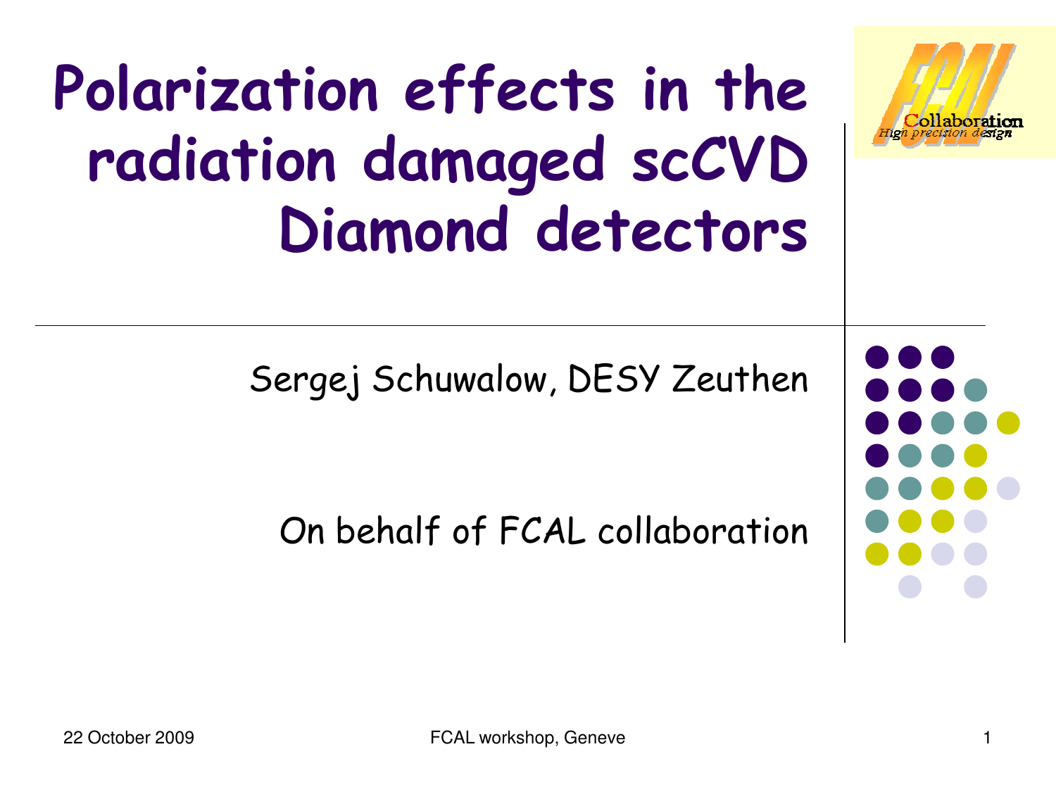# Polarization effects in the radiation damaged scCVD Diamond detectors

Sergej Schuwalow, DESY Zeuthen

On behalf of FCAL collaboration

22 October 2009

FCAL workshop, Geneve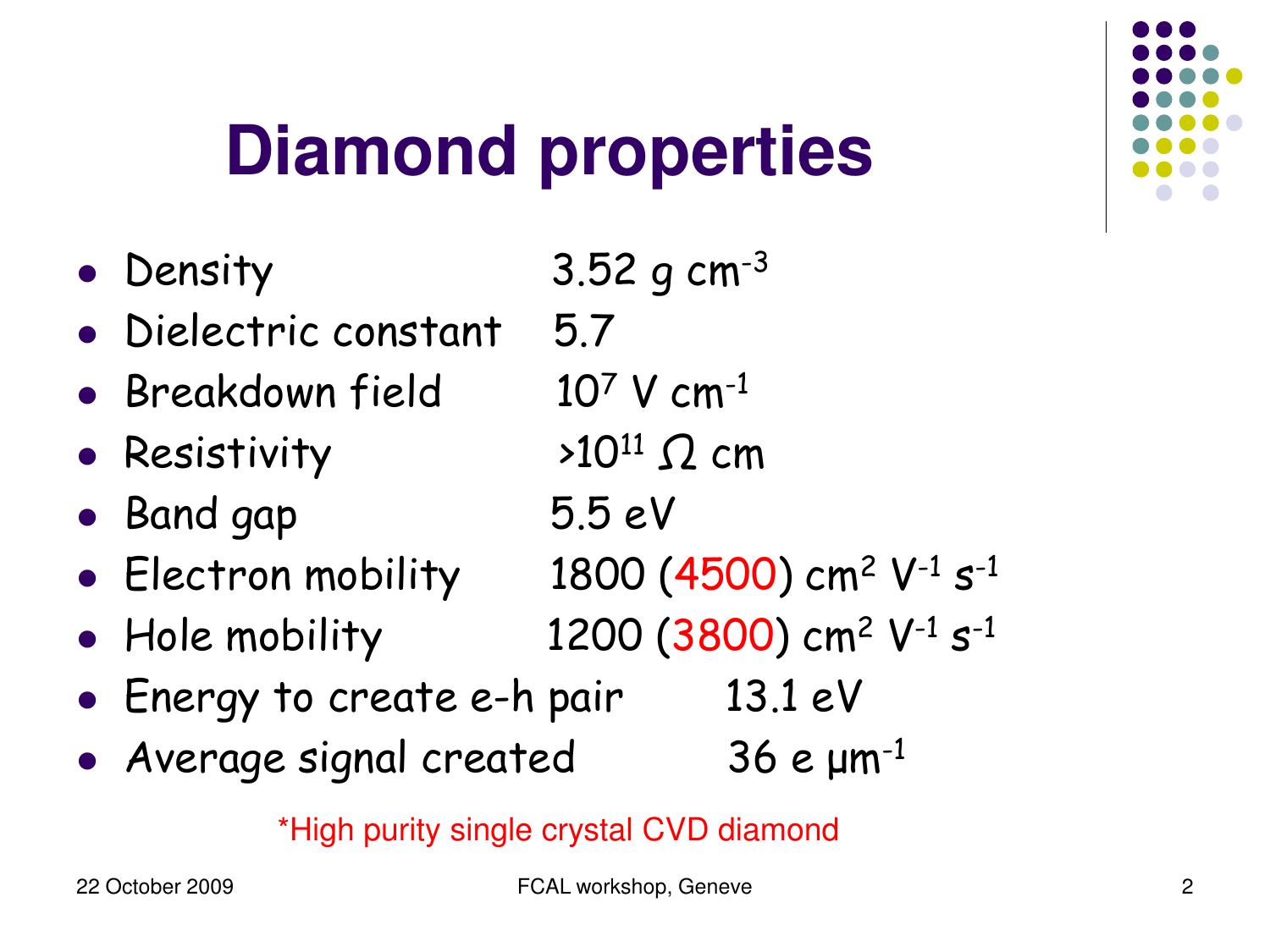# Diamond properties

- Density 3.52 g $cm^{-3}$
- Dielectric constant 5.7
- Breakdown field $10^{7}$ V $cm^{-1}$
- Resistivity $>10^{11}$ $\Omega$ cm
- Band gap 5.5 eV
- Electron mobility 1800 (4500) $cm^{2}$ $V^{-1}$ $s^{-1}$
- Hole mobility 1200 (3800) $cm^{2}$ $V^{-1}$ $s^{-1}$
- Energy to create e-h pair 13.1 eV
- Average signal created 36 e $\mu m^{-1}$

*High purity single crystal CVD diamond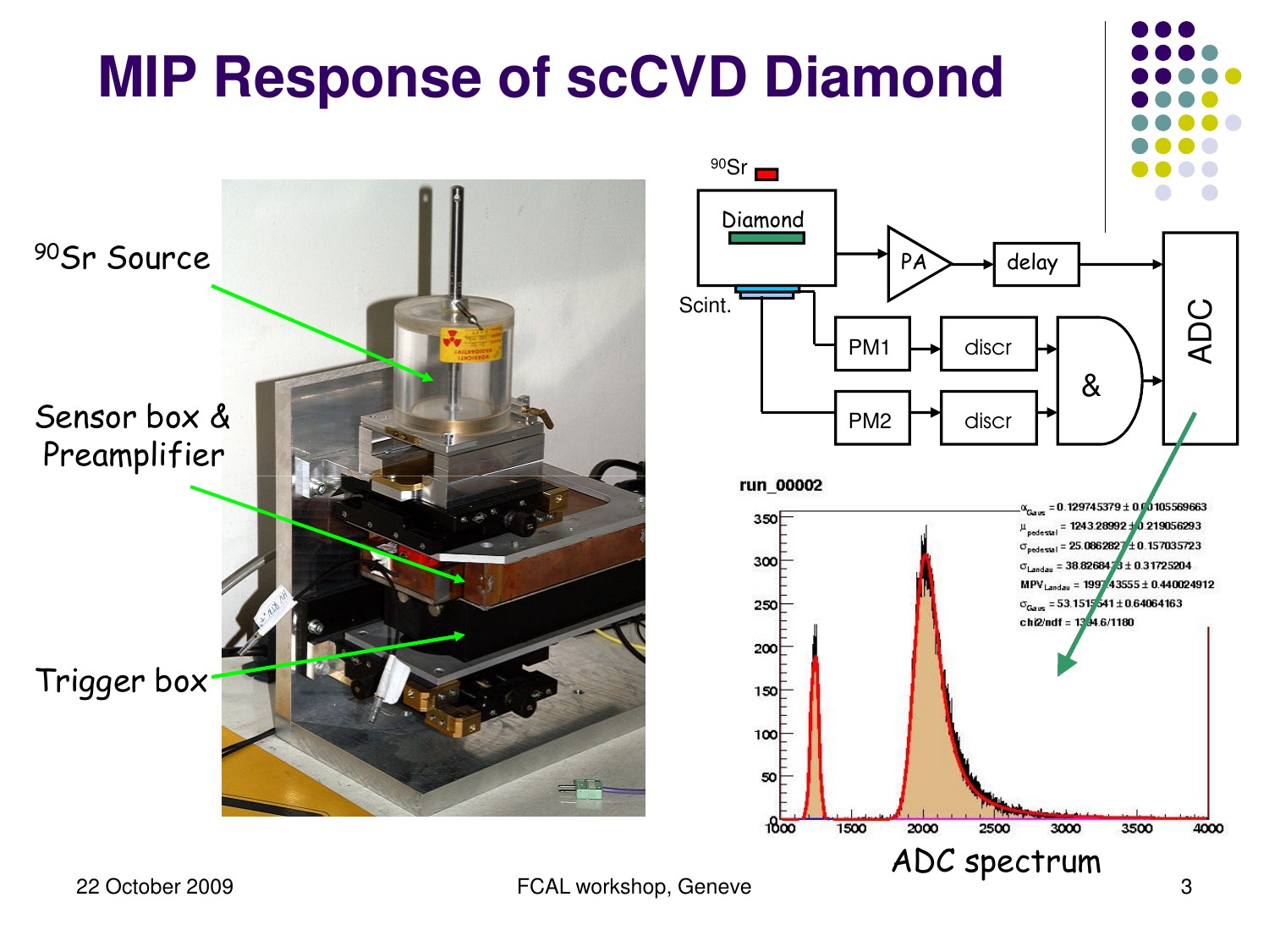# MIP Response of scCVD Diamond

$^{90}$Sr Source

Sensor box & Preamplifier

Trigger box

$^{90}$Sr

Diamond

Scint.

PA

delay

PM1

discr

PM2

discr

&

ADC

run_00002

$\alpha_{Gaus}$ = 0.129745379 ± 0.00105569663

$\mu_{pedestal}$ = 1243.28992 ± 0.219056293

$\sigma_{pedestal}$ = 25.0862827 ± 0.157035723

$\sigma_{Landau}$ = 38.8268473 ± 0.31725204

$MPV_{Landau}$ = 1997.43555 ± 0.440024912

$\sigma_{Gaus}$ = 53.1515541 ± 0.64064163

chi2/ndf = 1394.6/1180

ADC spectrum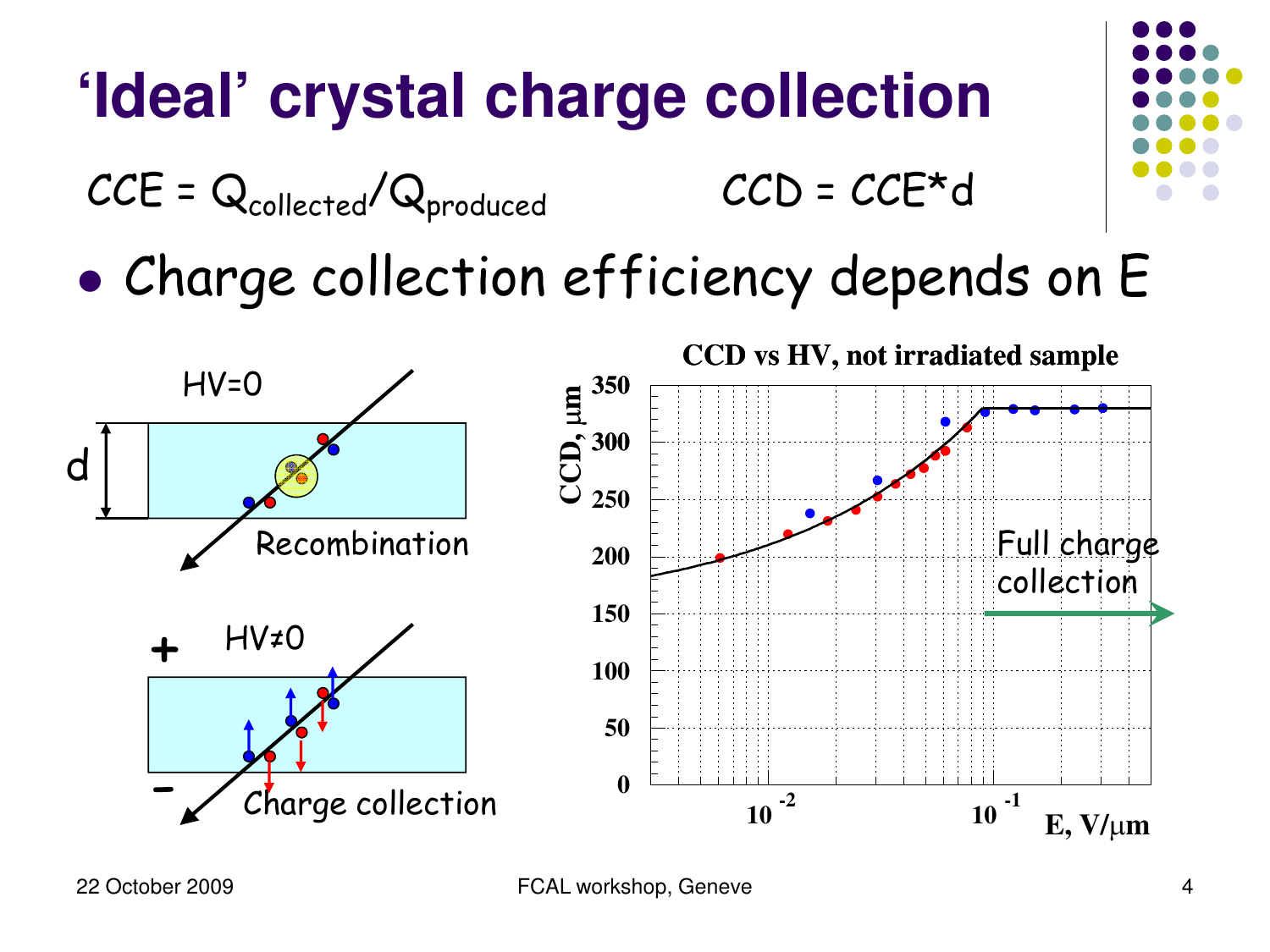# 'Ideal' crystal charge collection

$CCE = Q_{collected}/Q_{produced}$ $CCD = CCE*d$

- Charge collection efficiency depends on E

HV=0

d

Recombination

HV≠0

+

−

Charge collection

**CCD vs HV, not irradiated sample**

CCD, μm

E, V/μm

Full charge collection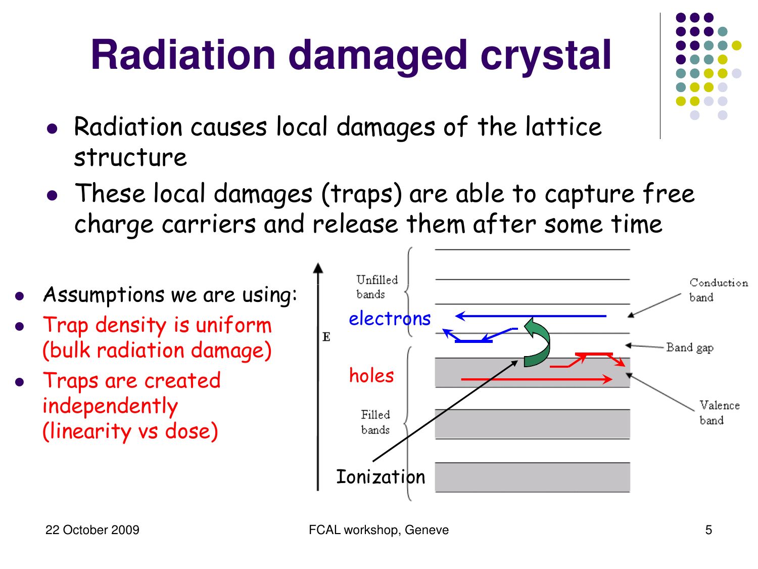# Radiation damaged crystal

- Radiation causes local damages of the lattice structure
- These local damages (traps) are able to capture free charge carriers and release them after some time

- Assumptions we are using:
- Trap density is uniform (bulk radiation damage)
- Traps are created independently (linearity vs dose)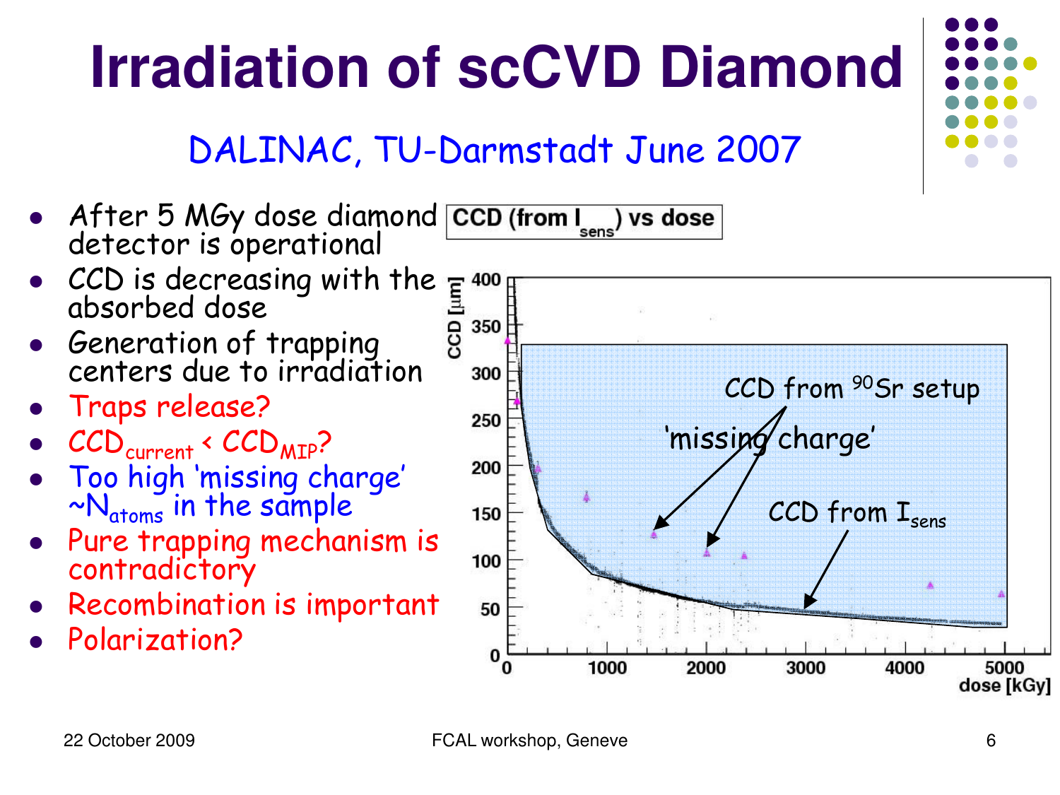# Irradiation of scCVD Diamond

## DALINAC, TU-Darmstadt June 2007

- After 5 MGy dose diamond detector is operational
- CCD is decreasing with the absorbed dose
- Generation of trapping centers due to irradiation
- Traps release?
- $CCD_{current} < CCD_{MIP}$?
- Too high 'missing charge' $\sim N_{atoms}$ in the sample
- Pure trapping mechanism is contradictory
- Recombination is important
- Polarization?

CCD (from $I_{sens}$) vs dose

CCD from $^{90}Sr$ setup

'missing charge'

CCD from $I_{sens}$

CCD [µm]

dose [kGy]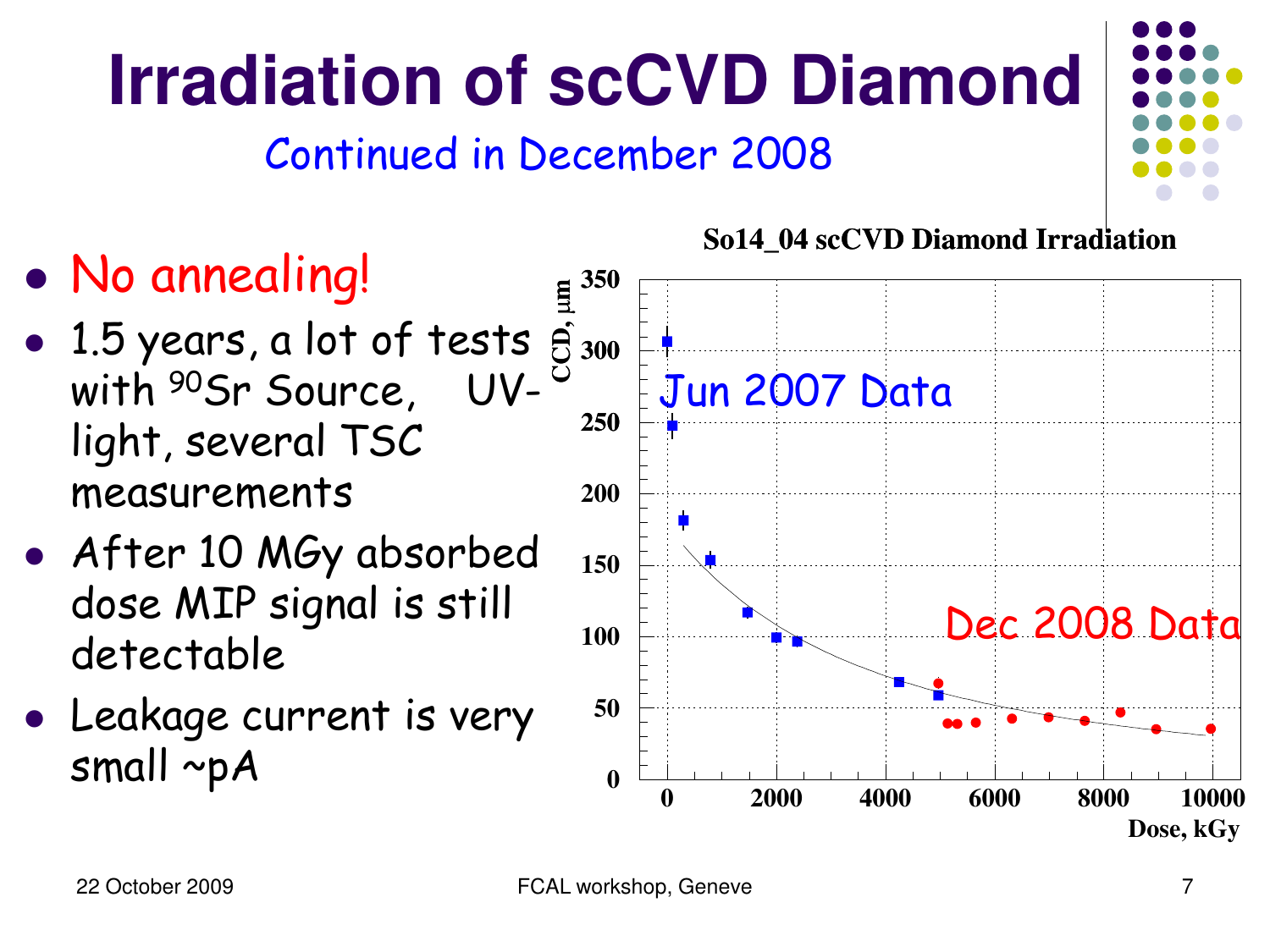# Irradiation of scCVD Diamond

Continued in December 2008

- No annealing!
- 1.5 years, a lot of tests with $^{90}$Sr Source, UV-light, several TSC measurements
- After 10 MGy absorbed dose MIP signal is still detectable
- Leakage current is very small ~pA

**So14_04 scCVD Diamond Irradiation**

Jun 2007 Data

Dec 2008 Data

CCD, μm

Dose, kGy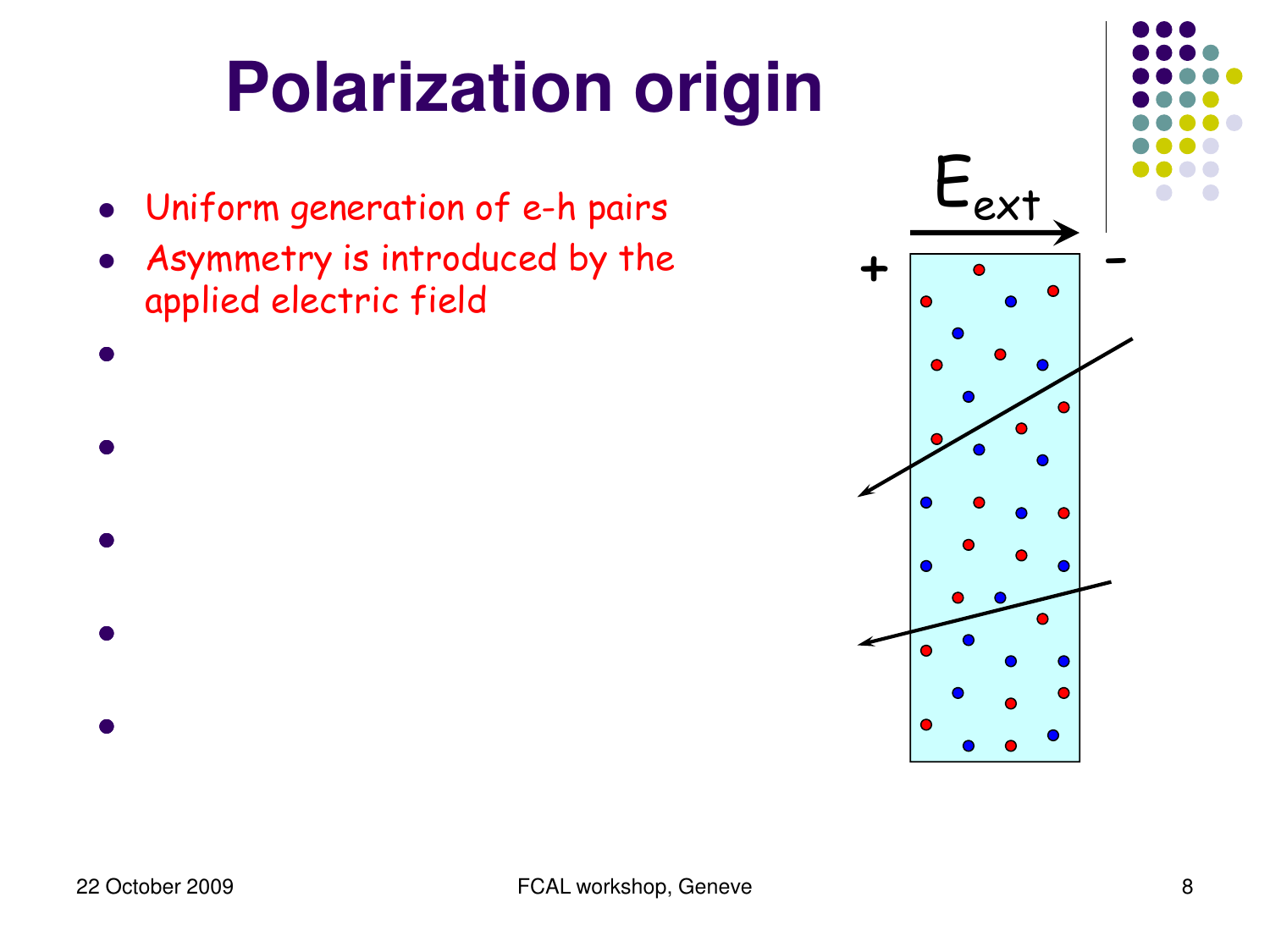# Polarization origin

- Uniform generation of e-h pairs
- Asymmetry is introduced by the applied electric field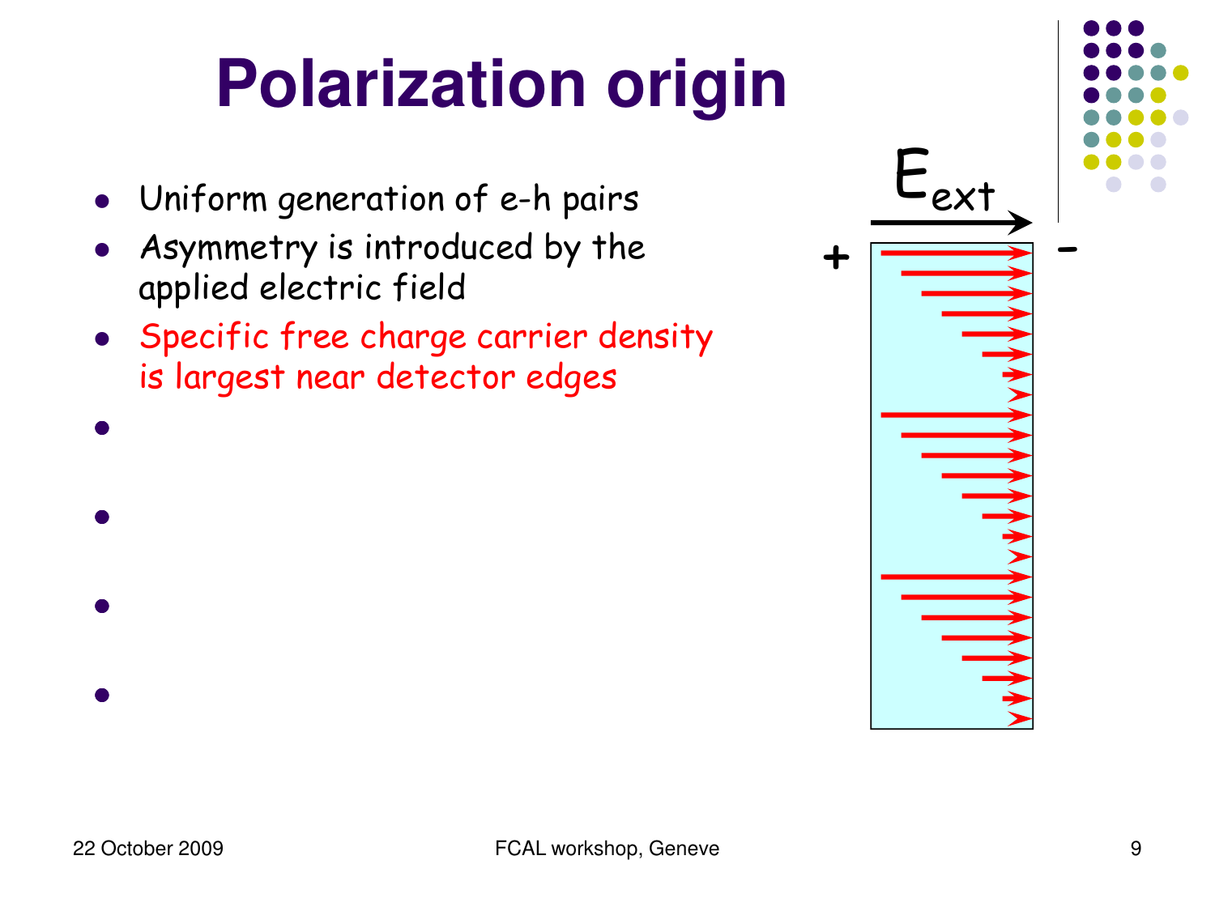# Polarization origin

- Uniform generation of e-h pairs
- Asymmetry is introduced by the applied electric field
- Specific free charge carrier density is largest near detector edges

$E_{ext}$

+ -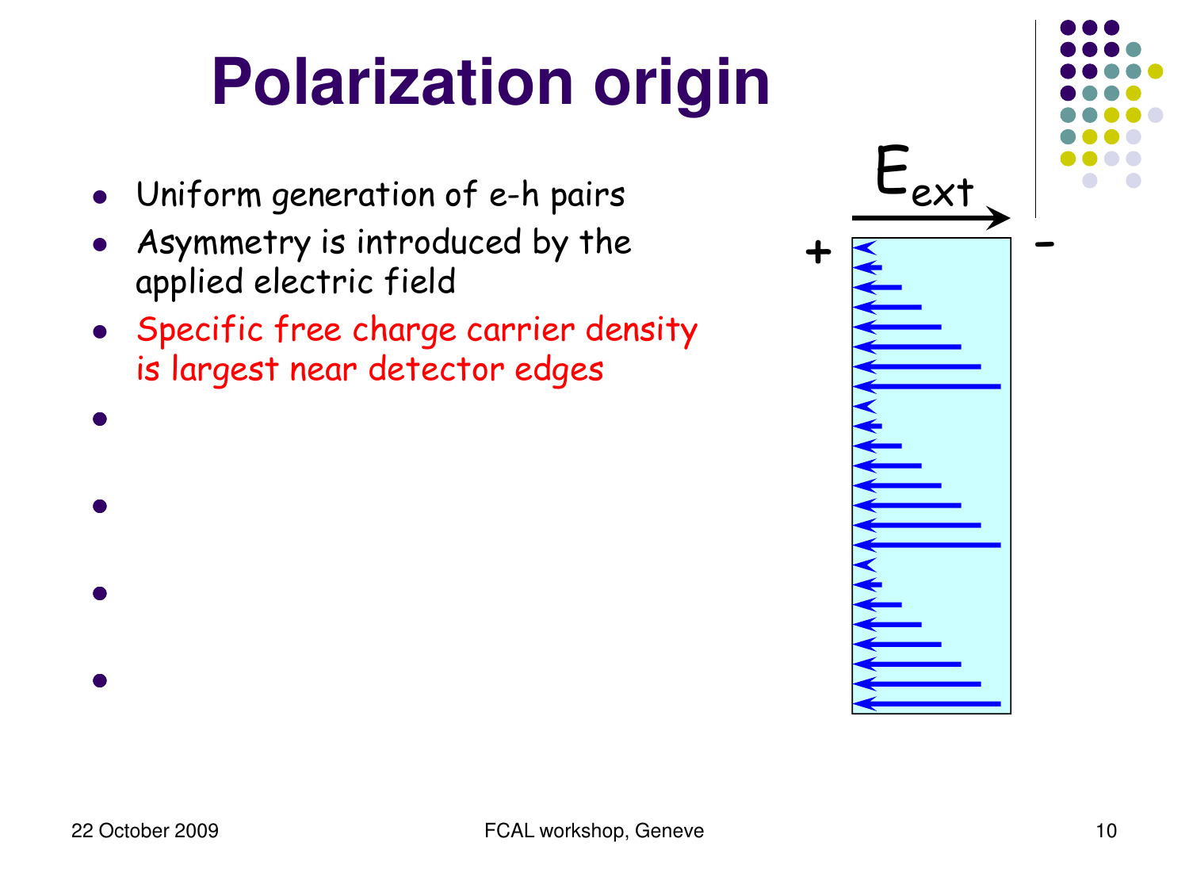# Polarization origin

- Uniform generation of e-h pairs
- Asymmetry is introduced by the applied electric field
- Specific free charge carrier density is largest near detector edges

$E_{ext}$

+ −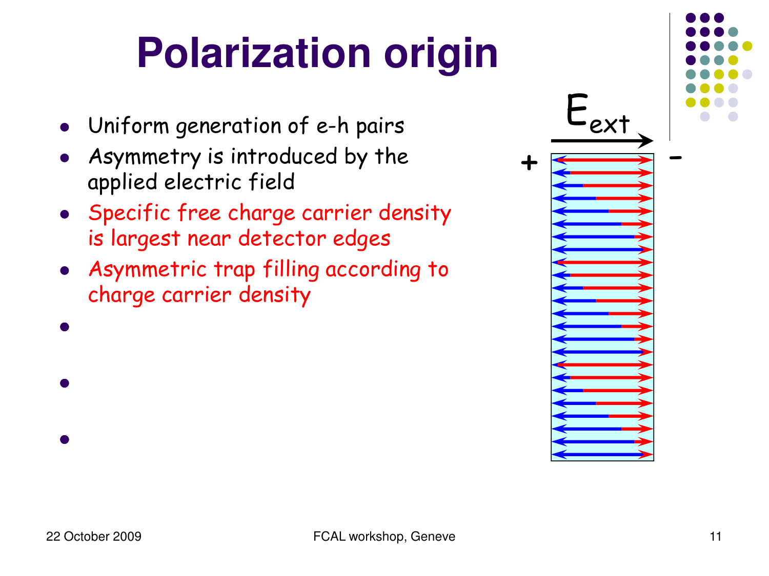# Polarization origin

- Uniform generation of e-h pairs
- Asymmetry is introduced by the applied electric field
- Specific free charge carrier density is largest near detector edges
- Asymmetric trap filling according to charge carrier density

$E_{ext}$

+ -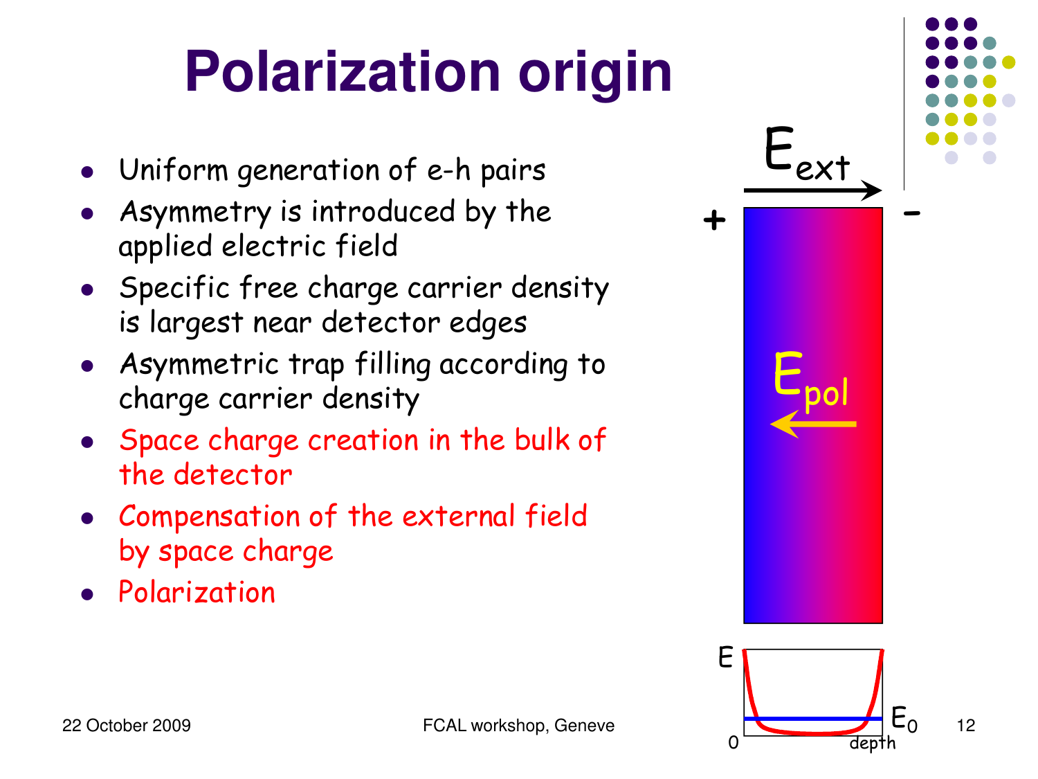# Polarization origin

- Uniform generation of e-h pairs
- Asymmetry is introduced by the applied electric field
- Specific free charge carrier density is largest near detector edges
- Asymmetric trap filling according to charge carrier density
- Space charge creation in the bulk of the detector
- Compensation of the external field by space charge
- Polarization

$E_{ext}$

+ −

$E_{pol}$

E

$E_0$

0 depth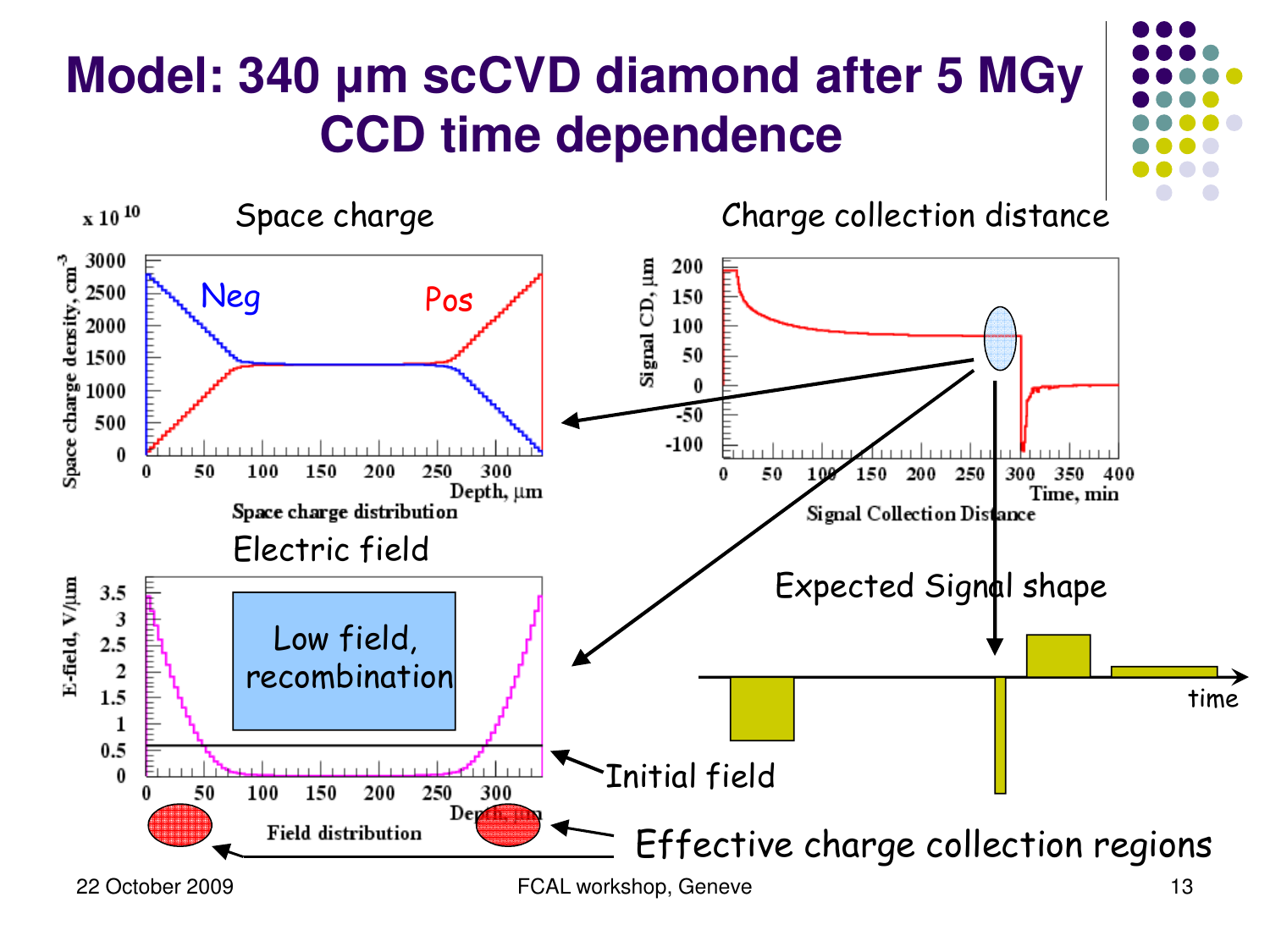# Model: 340 μm scCVD diamond after 5 MGy CCD time dependence

Space charge

Charge collection distance

Neg

Pos

Space charge distribution

Signal Collection Distance

Electric field

Low field, recombination

Field distribution

Expected Signal shape

time

Initial field

Effective charge collection regions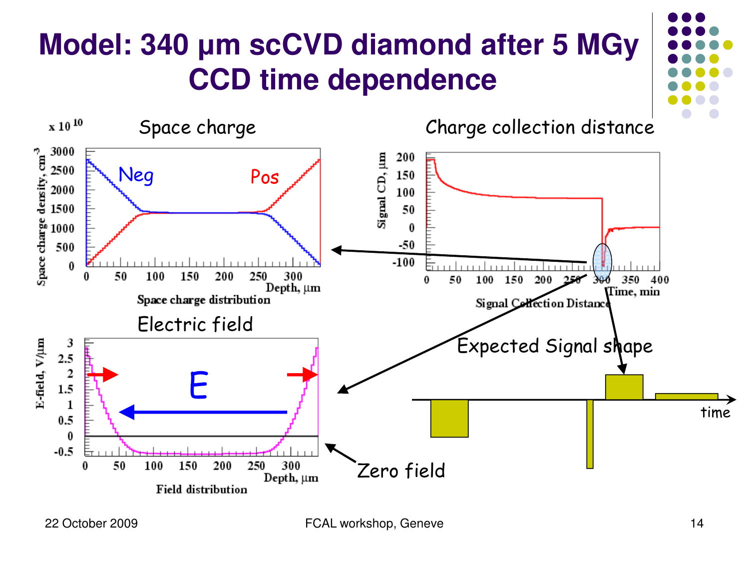# Model: 340 µm scCVD diamond after 5 MGy CCD time dependence

Space charge

Charge collection distance

Electric field

Expected Signal shape

Zero field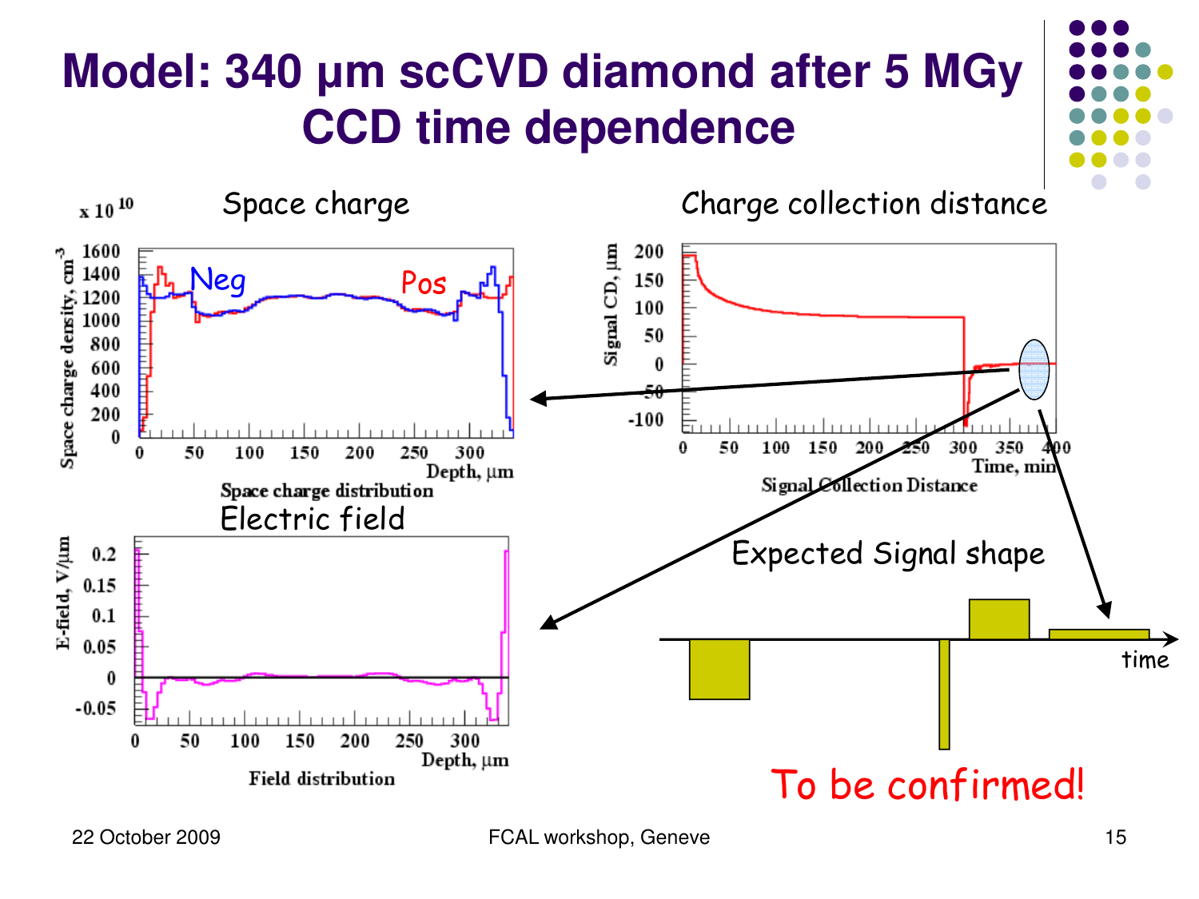# Model: 340 µm scCVD diamond after 5 MGy CCD time dependence

Space charge

x 10[10]

Neg

Pos

Space charge density, $cm^{-3}$

Depth, µm

Space charge distribution

Charge collection distance

Signal CD, µm

Time, min

Signal Collection Distance

Electric field

E-field, V/µm

Depth, µm

Field distribution

Expected Signal shape

time

To be confirmed!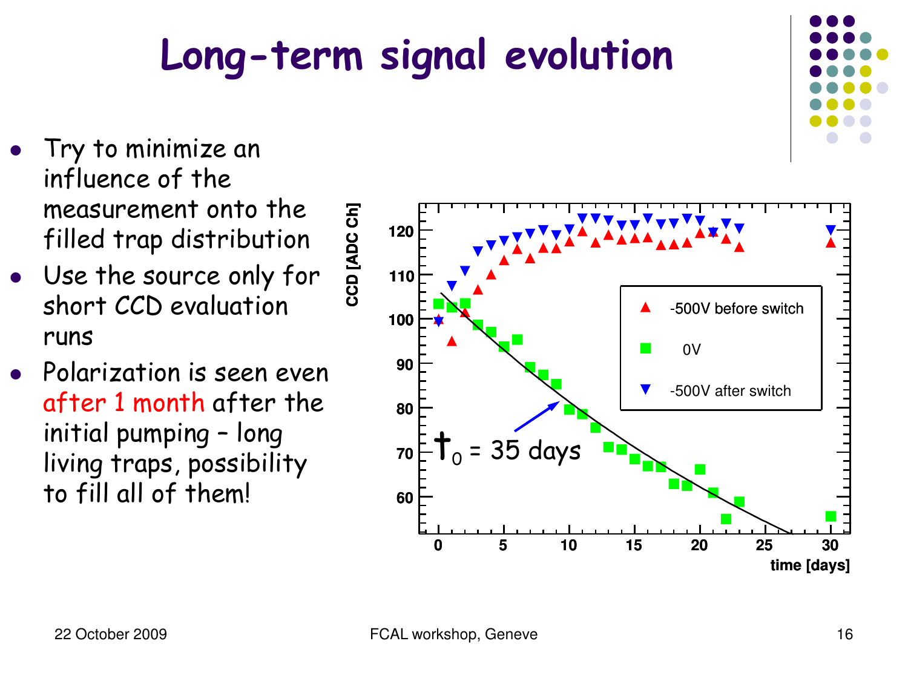# Long-term signal evolution

- Try to minimize an influence of the measurement onto the filled trap distribution
- Use the source only for short CCD evaluation runs
- Polarization is seen even after 1 month after the initial pumping – long living traps, possibility to fill all of them!

CCD [ADC Ch]

time [days]

▲ -500V before switch

■ 0V

▼ -500V after switch

$\tau_0$ = 35 days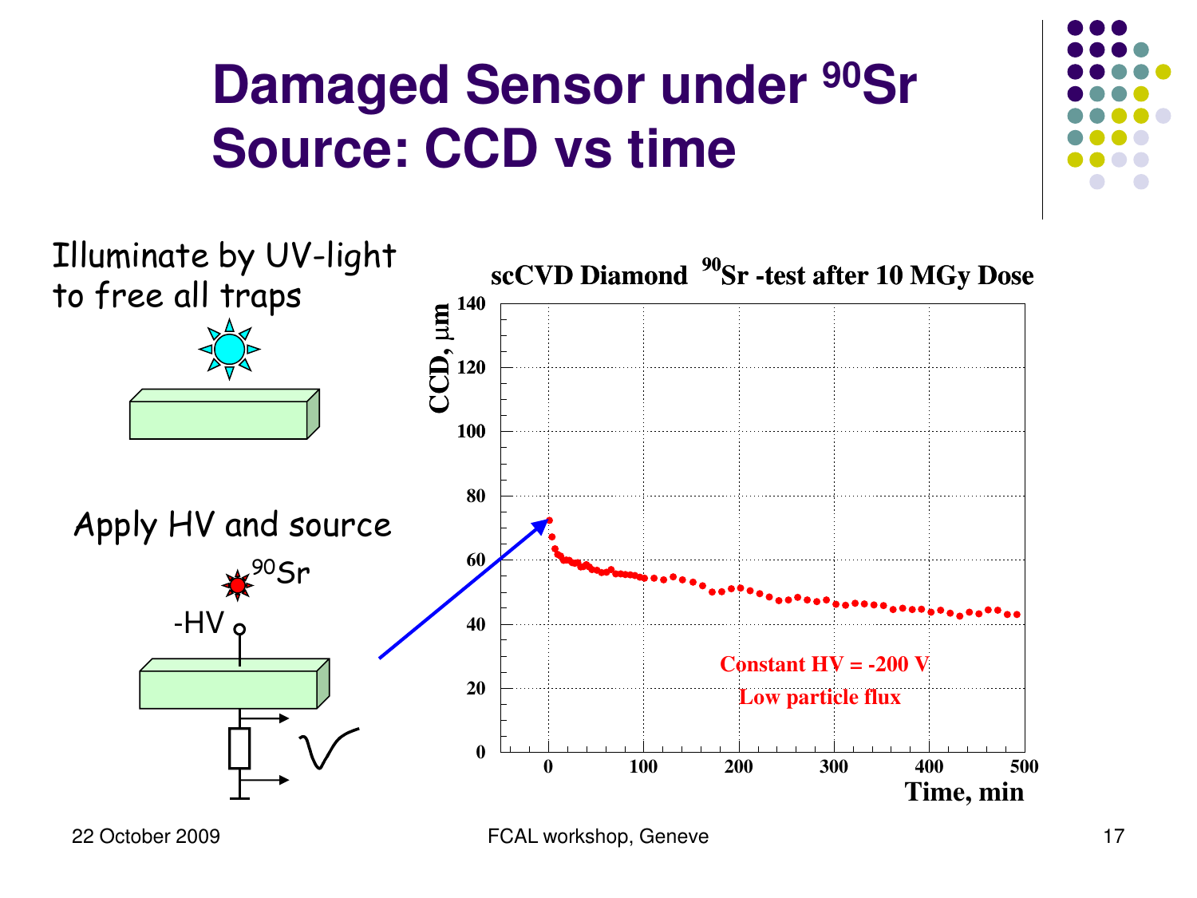# Damaged Sensor under $^{90}$Sr Source: CCD vs time

Illuminate by UV-light to free all traps

Apply HV and source

$^{90}$Sr

-HV

scCVD Diamond $^{90}$Sr -test after 10 MGy Dose

CCD, μm

Time, min

Constant HV = -200 V

Low particle flux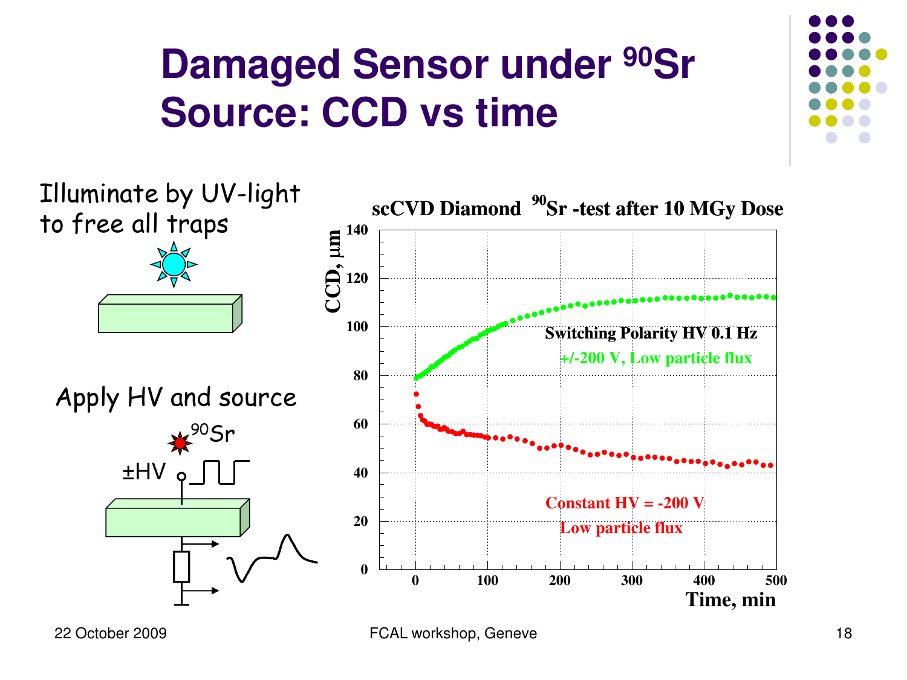# Damaged Sensor under $^{90}$Sr Source: CCD vs time

Illuminate by UV-light to free all traps

Apply HV and source

$^{90}$Sr

±HV

**scCVD Diamond $^{90}$Sr -test after 10 MGy Dose**

CCD, μm

Time, min

Switching Polarity HV 0.1 Hz

+/-200 V, Low particle flux

Constant HV = -200 V

Low particle flux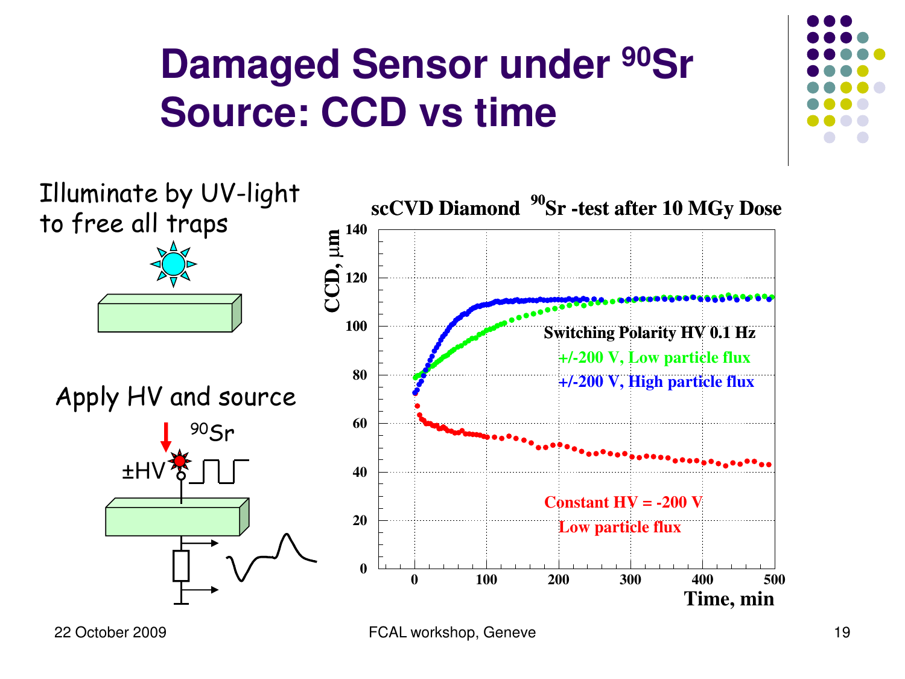# Damaged Sensor under $^{90}$Sr Source: CCD vs time

Illuminate by UV-light to free all traps

Apply HV and source

$^{90}$Sr

±HV

scCVD Diamond $^{90}$Sr -test after 10 MGy Dose

CCD, μm

Time, min

Switching Polarity HV 0.1 Hz

+/-200 V, Low particle flux

+/-200 V, High particle flux

Constant HV = -200 V

Low particle flux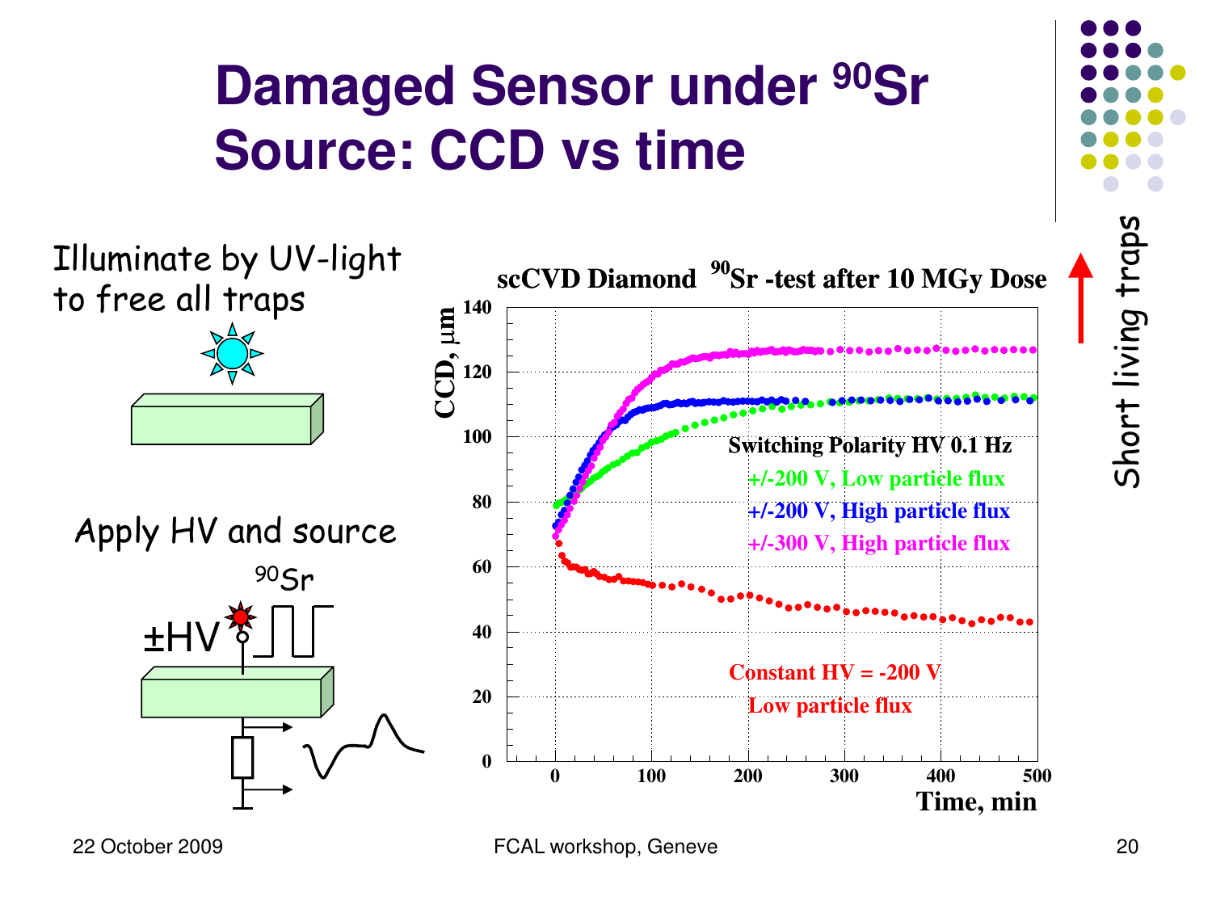# Damaged Sensor under $^{90}$Sr Source: CCD vs time

Illuminate by UV-light to free all traps

Apply HV and source

$^{90}$Sr

±HV

**scCVD Diamond $^{90}$Sr -test after 10 MGy Dose**

CCD, μm

Time, min

Switching Polarity HV 0.1 Hz

+/-200 V, Low particle flux

+/-200 V, High particle flux

+/-300 V, High particle flux

Constant HV = -200 V

Low particle flux

Short living traps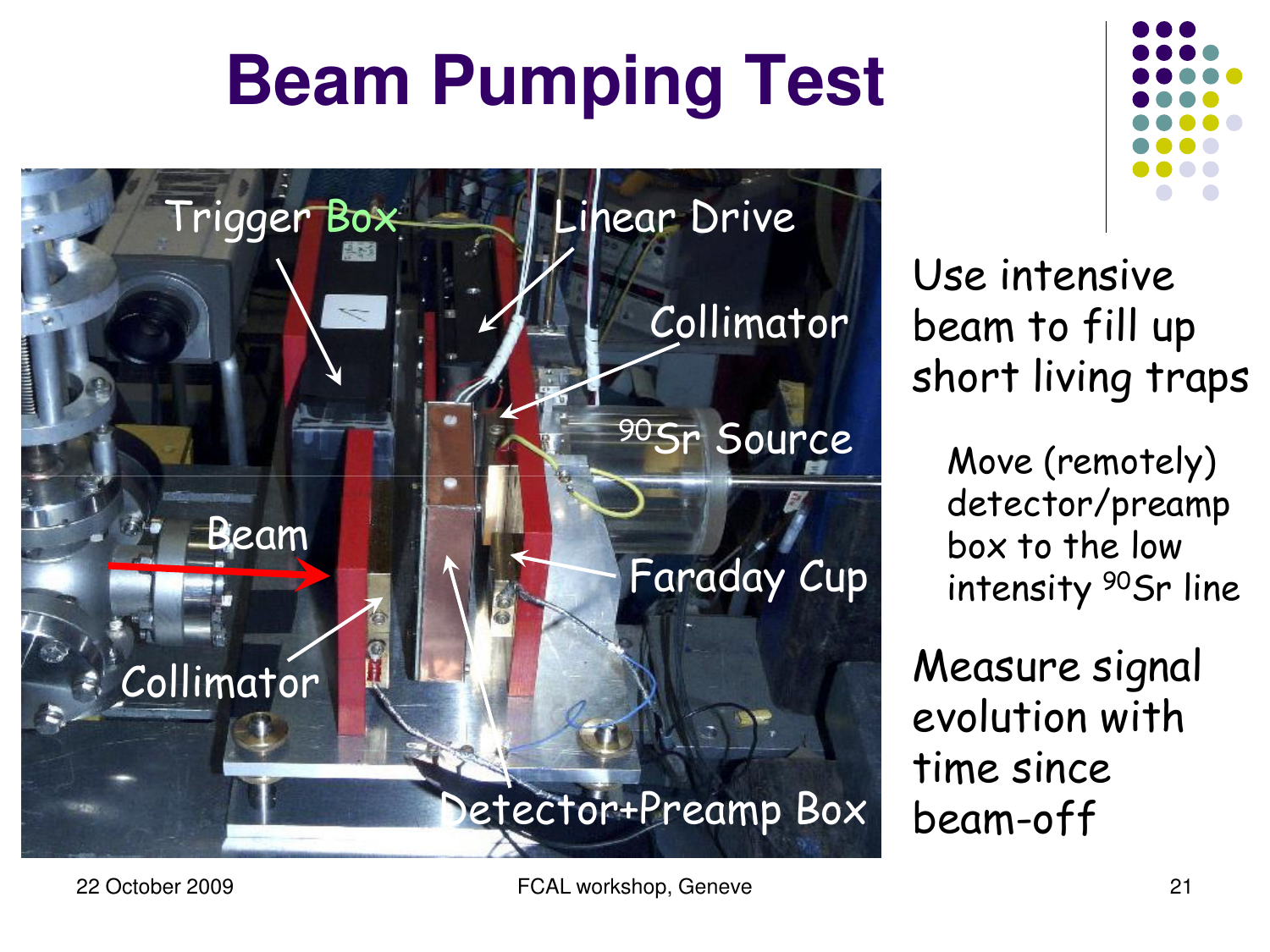# Beam Pumping Test

Trigger Box

Linear Drive

Collimator

$^{90}$Sr Source

Beam

Faraday Cup

Collimator

Detector+Preamp Box

Use intensive beam to fill up short living traps

- Move (remotely) detector/preamp box to the low intensity $^{90}$Sr line

Measure signal evolution with time since beam-off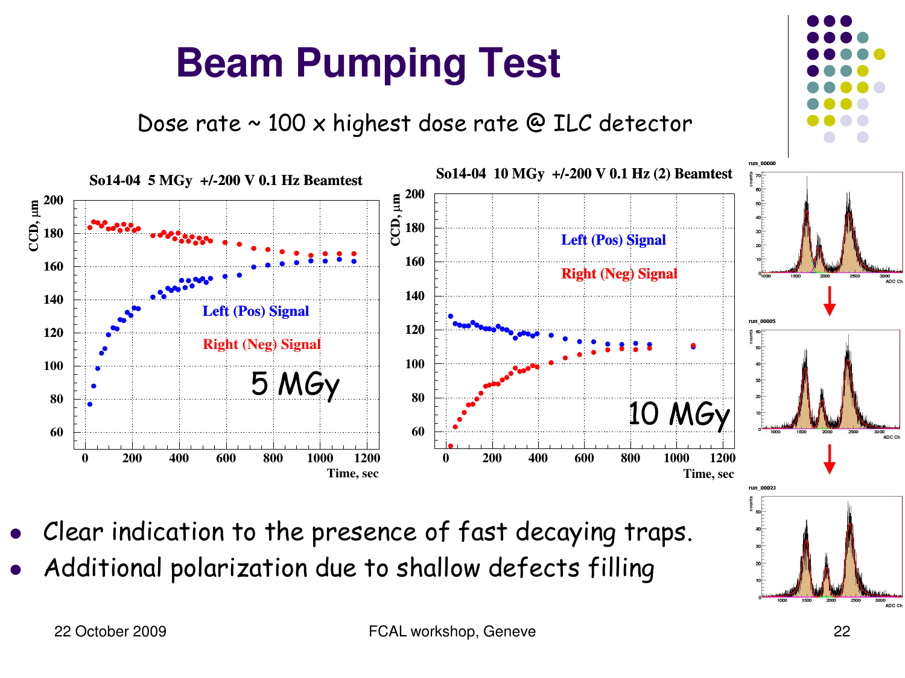# Beam Pumping Test

Dose rate ~ 100 x highest dose rate @ ILC detector

- Clear indication to the presence of fast decaying traps.
- Additional polarization due to shallow defects filling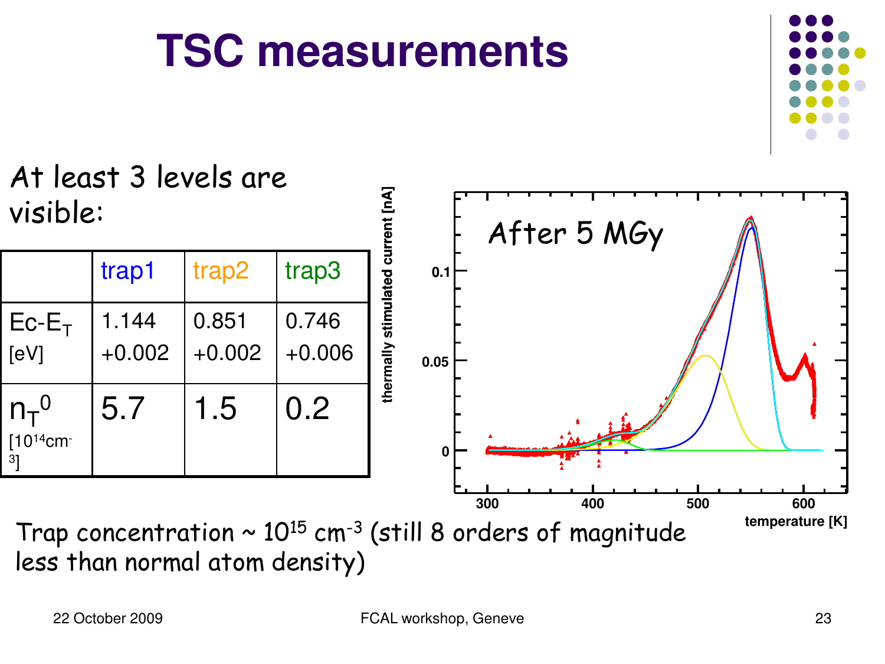# TSC measurements

At least 3 levels are visible:

| | trap1 | trap2 | trap3 |
|---|---|---|---|
| $E_c - E_T$ [eV] | 1.144 +0.002 | 0.851 +0.002 | 0.746 +0.006 |
| $n_T^0$ [$10^{14}$cm$^{-3}$] | 5.7 | 1.5 | 0.2 |

Trap concentration ~ $10^{15}$ cm$^{-3}$ (still 8 orders of magnitude less than normal atom density)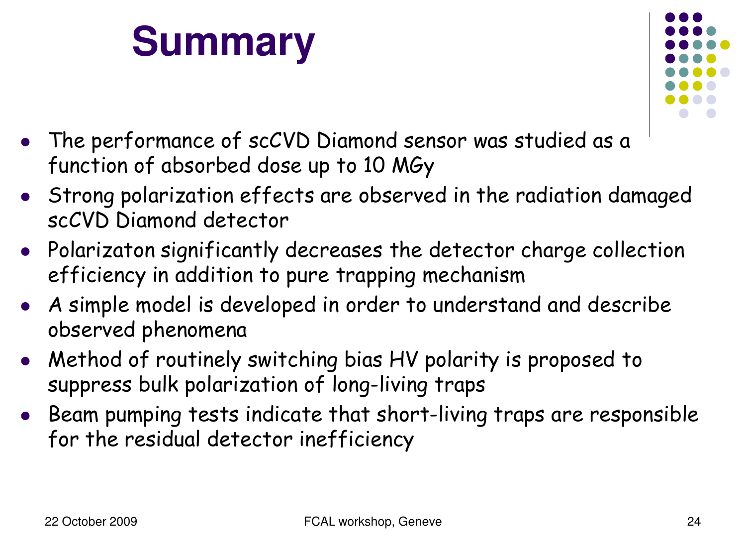# Summary

- The performance of scCVD Diamond sensor was studied as a function of absorbed dose up to 10 MGy
- Strong polarization effects are observed in the radiation damaged scCVD Diamond detector
- Polarizaton significantly decreases the detector charge collection efficiency in addition to pure trapping mechanism
- A simple model is developed in order to understand and describe observed phenomena
- Method of routinely switching bias HV polarity is proposed to suppress bulk polarization of long-living traps
- Beam pumping tests indicate that short-living traps are responsible for the residual detector inefficiency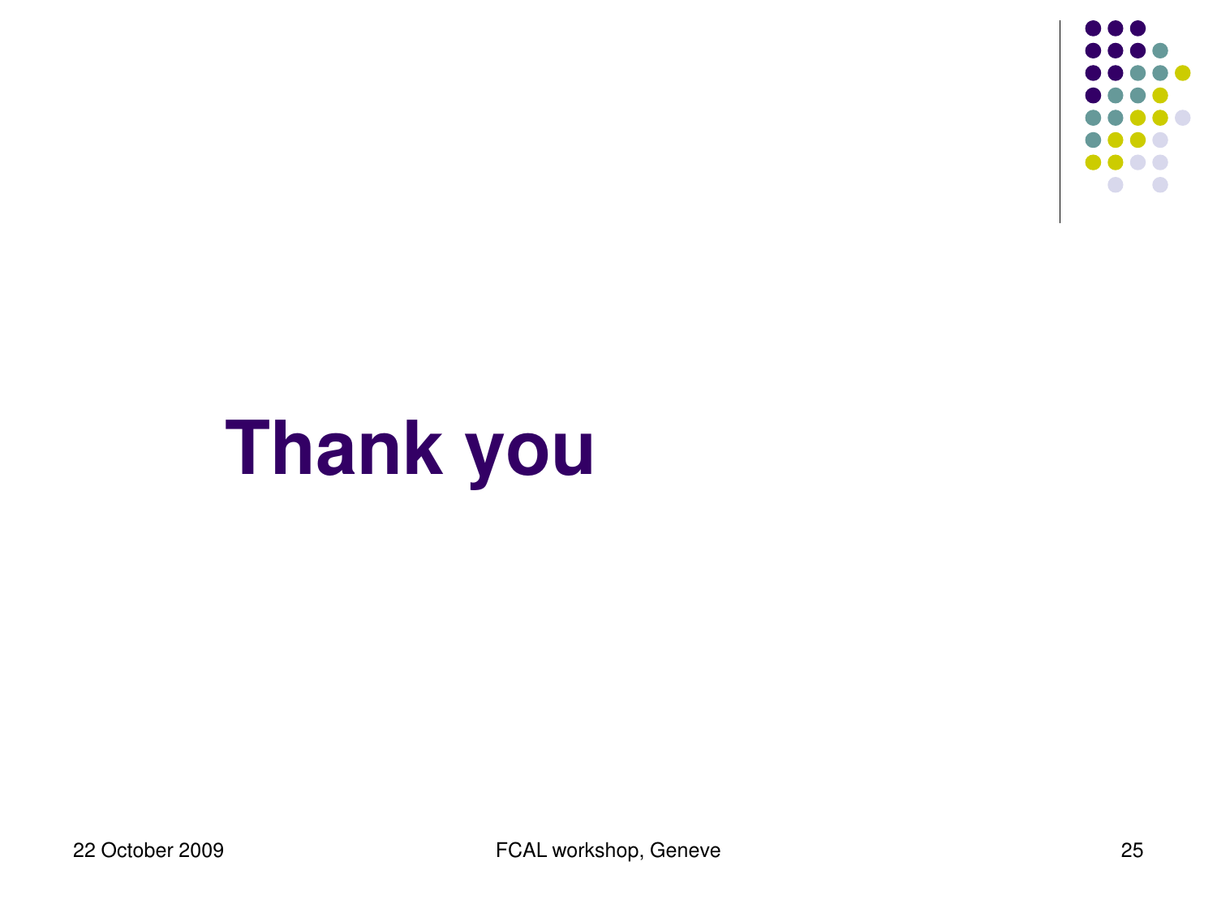# Thank you